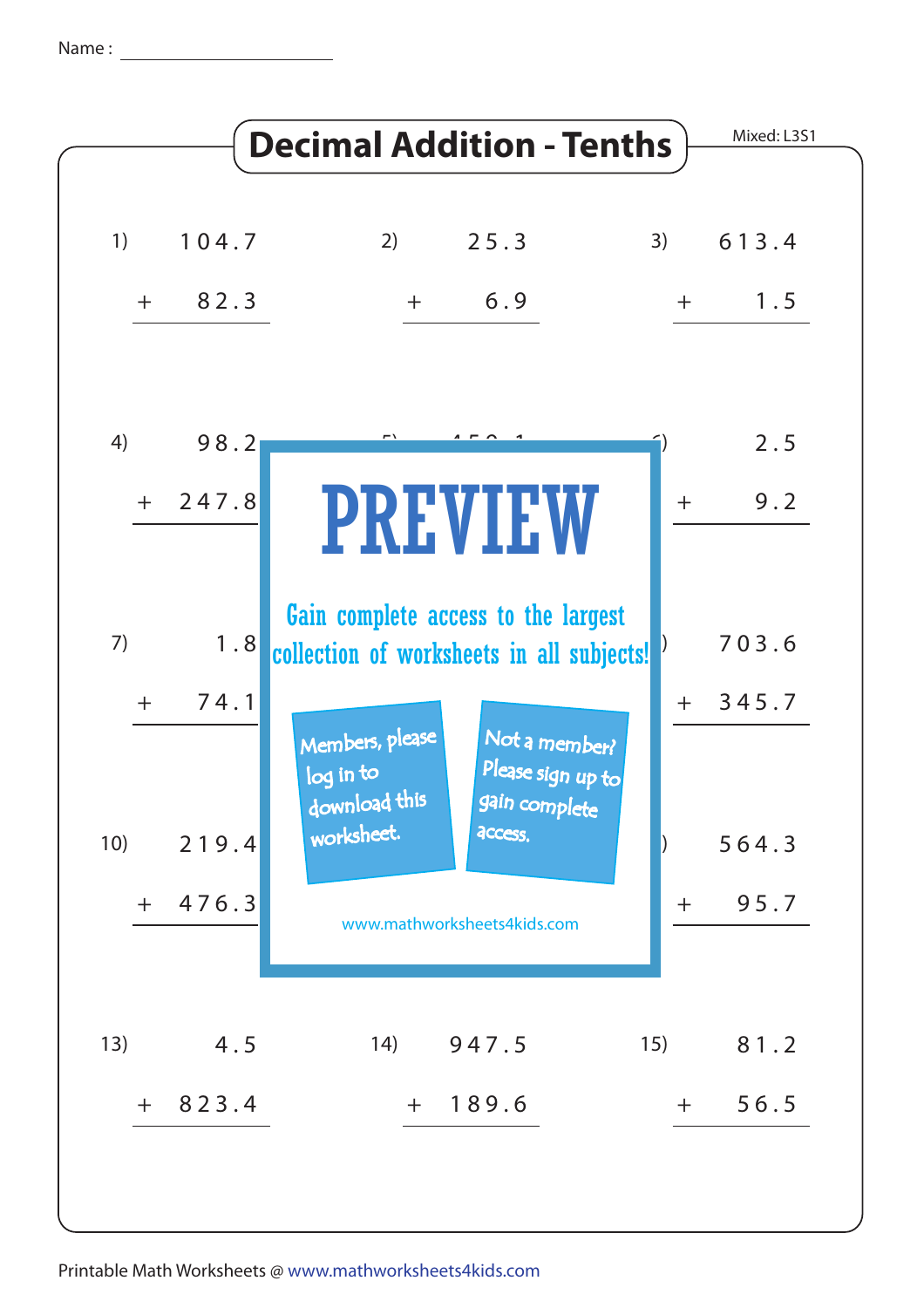Name : ____________________

# Decimal Addition - Tenths

Mixed: L3S1

1) $104.7 + 82.3$

2) $25.3 + 6.9$

3) $613.4 + 1.5$

4) $98.2 + 247.8$

6) $2.5 + 9.2$

7) $1.8 + 74.1$

$703.6 + 345.7$

10) $219.4 + 476.3$

$564.3 + 95.7$

13) $4.5 + 823.4$

14) $947.5 + 189.6$

15) $81.2 + 56.5$

PREVIEW

Gain complete access to the largest collection of worksheets in all subjects!

Members, please log in to download this worksheet.

Not a member? Please sign up to gain complete access.

www.mathworksheets4kids.com

Printable Math Worksheets @ www.mathworksheets4kids.com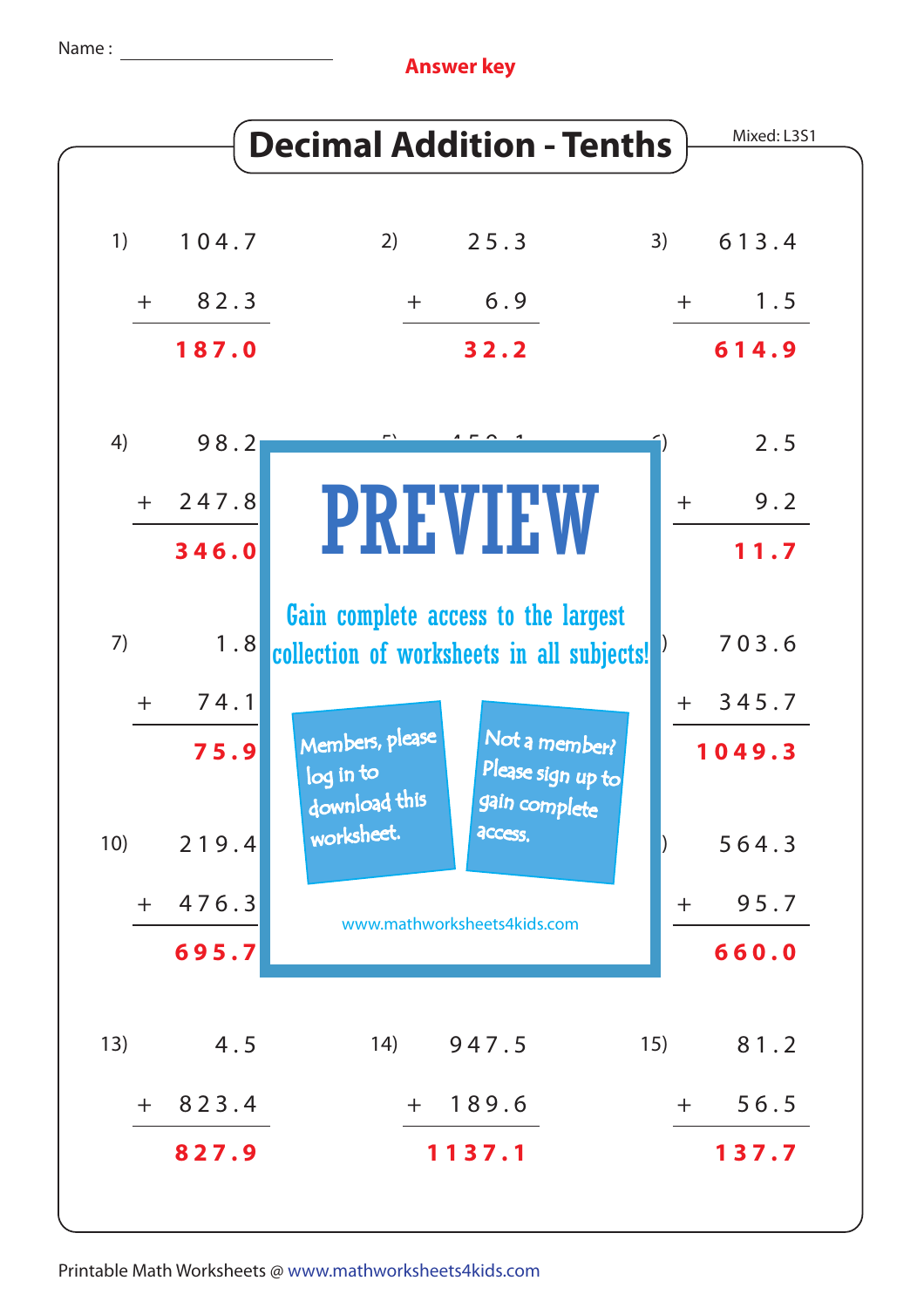Name :

**Answer key**

# Decimal Addition - Tenths

Mixed: L3S1

1) 104.7 + 82.3 = **187.0**

2) 25.3 + 6.9 = **32.2**

3) 613.4 + 1.5 = **614.9**

4) 98.2 + 247.8 = **346.0**

6) 2.5 + 9.2 = **11.7**

7) 1.8 + 74.1 = **75.9**

703.6 + 345.7 = **1049.3**

10) 219.4 + 476.3 = **695.7**

564.3 + 95.7 = **660.0**

13) 4.5 + 823.4 = **827.9**

14) 947.5 + 189.6 = **1137.1**

15) 81.2 + 56.5 = **137.7**

PREVIEW

Gain complete access to the largest collection of worksheets in all subjects!

Members, please log in to download this worksheet.

Not a member? Please sign up to gain complete access.

www.mathworksheets4kids.com

Printable Math Worksheets @ www.mathworksheets4kids.com